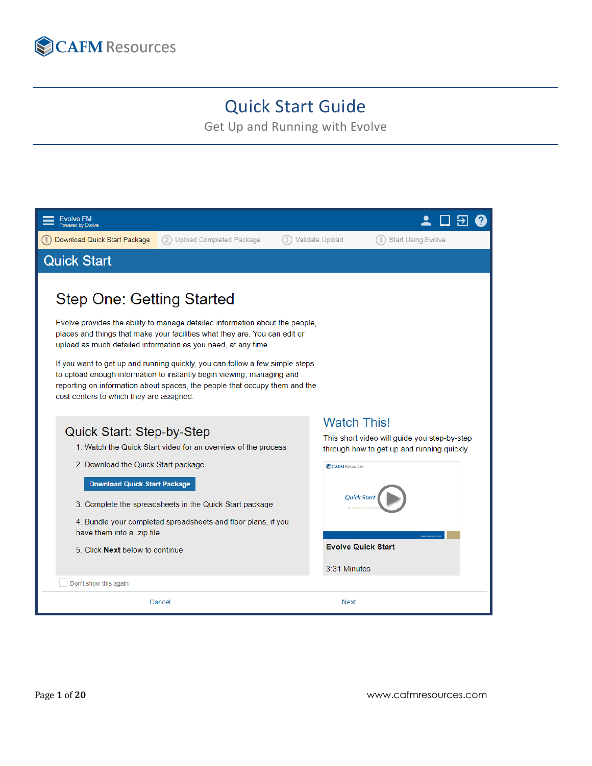CAFM Resources

# Quick Start Guide

Get Up and Running with Evolve

Evolve FM
Powered by Evolve

1 Download Quick Start Package | 2 Upload Completed Package | 3 Validate Upload | 4 Start Using Evolve

## Quick Start

### Step One: Getting Started

Evolve provides the ability to manage detailed information about the people, places and things that make your facilities what they are. You can edit or upload as much detailed information as you need, at any time.

If you want to get up and running quickly, you can follow a few simple steps to upload enough information to instantly begin viewing, managing and reporting on information about spaces, the people that occupy them and the cost centers to which they are assigned.

### Quick Start: Step-by-Step

1. Watch the Quick Start video for an overview of the process
2. Download the Quick Start package

   **Download Quick Start Package**

3. Complete the spreadsheets in the Quick Start package
4. Bundle your completed spreadsheets and floor plans, if you have them into a .zip file
5. Click **Next** below to continue

### Watch This!

This short video will guide you step-by-step through how to get up and running quickly.

CAFM Resources

Quick Start

**Evolve Quick Start**

3:31 Minutes

Don't show this again

Cancel | Next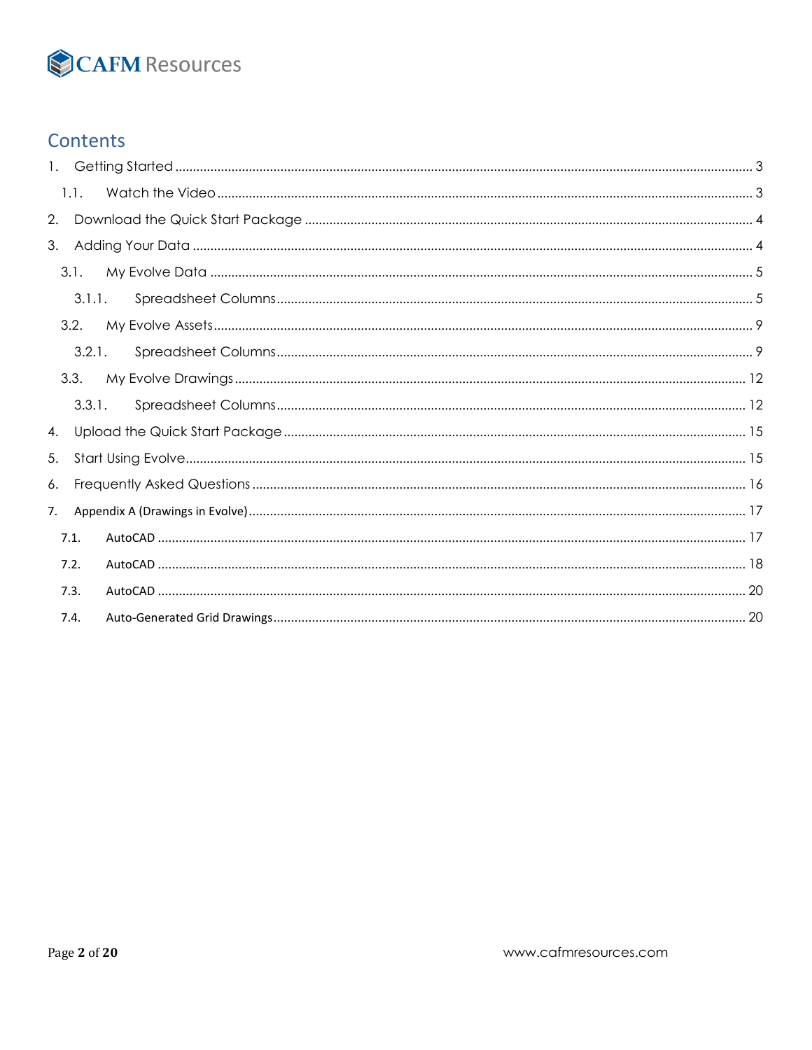# Contents

1. Getting Started ..... 3
   1.1. Watch the Video ..... 3
2. Download the Quick Start Package ..... 4
3. Adding Your Data ..... 4
   3.1. My Evolve Data ..... 5
      3.1.1. Spreadsheet Columns ..... 5
   3.2. My Evolve Assets ..... 9
      3.2.1. Spreadsheet Columns ..... 9
   3.3. My Evolve Drawings ..... 12
      3.3.1. Spreadsheet Columns ..... 12
4. Upload the Quick Start Package ..... 15
5. Start Using Evolve ..... 15
6. Frequently Asked Questions ..... 16
7. Appendix A (Drawings in Evolve) ..... 17
   7.1. AutoCAD ..... 17
   7.2. AutoCAD ..... 18
   7.3. AutoCAD ..... 20
   7.4. Auto-Generated Grid Drawings ..... 20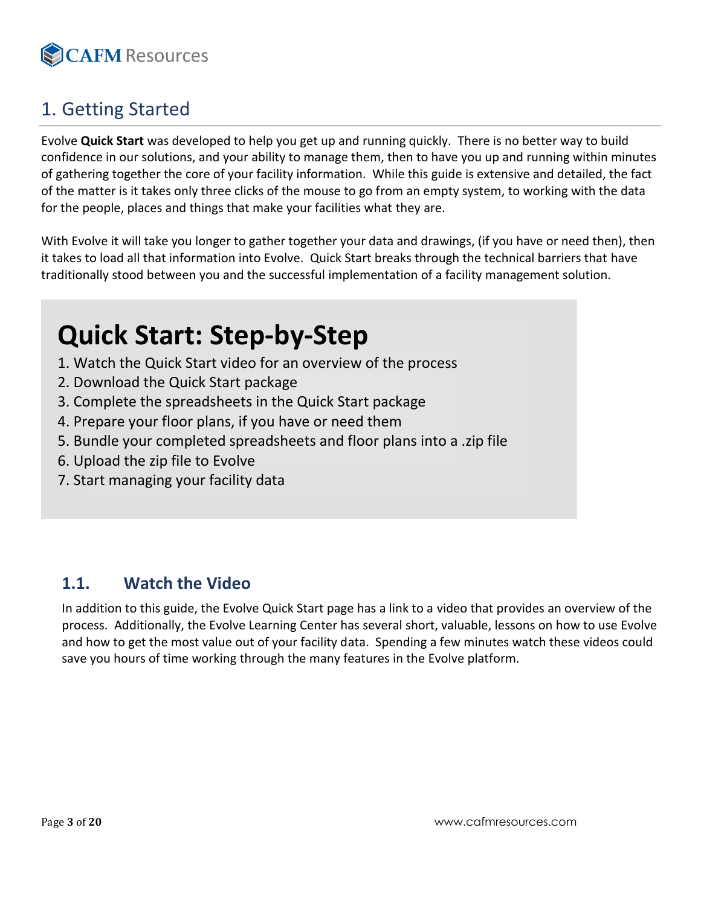## 1. Getting Started

Evolve **Quick Start** was developed to help you get up and running quickly. There is no better way to build confidence in our solutions, and your ability to manage them, then to have you up and running within minutes of gathering together the core of your facility information. While this guide is extensive and detailed, the fact of the matter is it takes only three clicks of the mouse to go from an empty system, to working with the data for the people, places and things that make your facilities what they are.

With Evolve it will take you longer to gather together your data and drawings, (if you have or need then), then it takes to load all that information into Evolve. Quick Start breaks through the technical barriers that have traditionally stood between you and the successful implementation of a facility management solution.

# Quick Start: Step-by-Step

1. Watch the Quick Start video for an overview of the process
2. Download the Quick Start package
3. Complete the spreadsheets in the Quick Start package
4. Prepare your floor plans, if you have or need them
5. Bundle your completed spreadsheets and floor plans into a .zip file
6. Upload the zip file to Evolve
7. Start managing your facility data

### 1.1. Watch the Video

In addition to this guide, the Evolve Quick Start page has a link to a video that provides an overview of the process. Additionally, the Evolve Learning Center has several short, valuable, lessons on how to use Evolve and how to get the most value out of your facility data. Spending a few minutes watch these videos could save you hours of time working through the many features in the Evolve platform.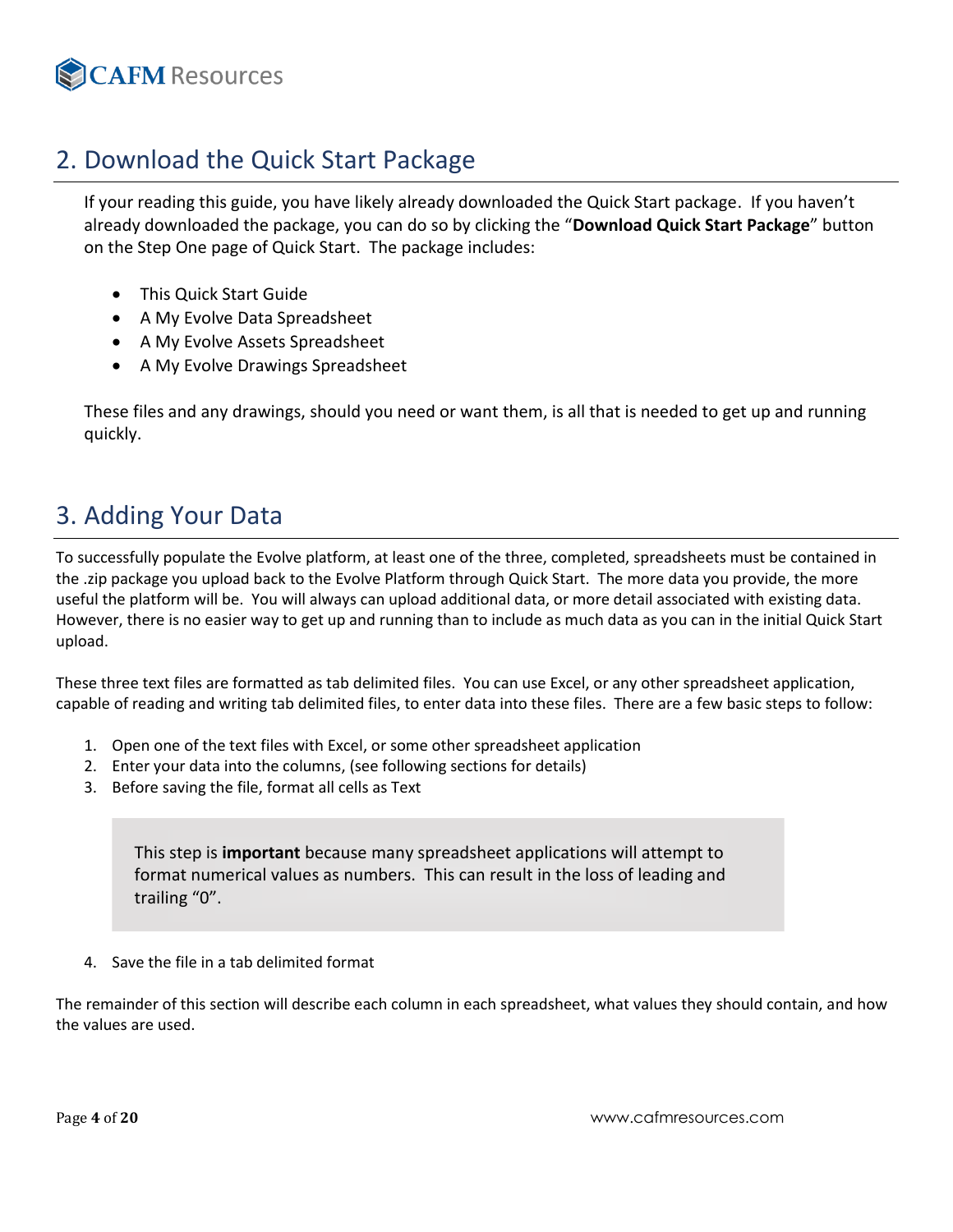## 2. Download the Quick Start Package

If your reading this guide, you have likely already downloaded the Quick Start package. If you haven't already downloaded the package, you can do so by clicking the "**Download Quick Start Package**" button on the Step One page of Quick Start. The package includes:

- This Quick Start Guide
- A My Evolve Data Spreadsheet
- A My Evolve Assets Spreadsheet
- A My Evolve Drawings Spreadsheet

These files and any drawings, should you need or want them, is all that is needed to get up and running quickly.

## 3. Adding Your Data

To successfully populate the Evolve platform, at least one of the three, completed, spreadsheets must be contained in the .zip package you upload back to the Evolve Platform through Quick Start. The more data you provide, the more useful the platform will be. You will always can upload additional data, or more detail associated with existing data. However, there is no easier way to get up and running than to include as much data as you can in the initial Quick Start upload.

These three text files are formatted as tab delimited files. You can use Excel, or any other spreadsheet application, capable of reading and writing tab delimited files, to enter data into these files. There are a few basic steps to follow:

1. Open one of the text files with Excel, or some other spreadsheet application
2. Enter your data into the columns, (see following sections for details)
3. Before saving the file, format all cells as Text

> This step is **important** because many spreadsheet applications will attempt to format numerical values as numbers. This can result in the loss of leading and trailing "0".

4. Save the file in a tab delimited format

The remainder of this section will describe each column in each spreadsheet, what values they should contain, and how the values are used.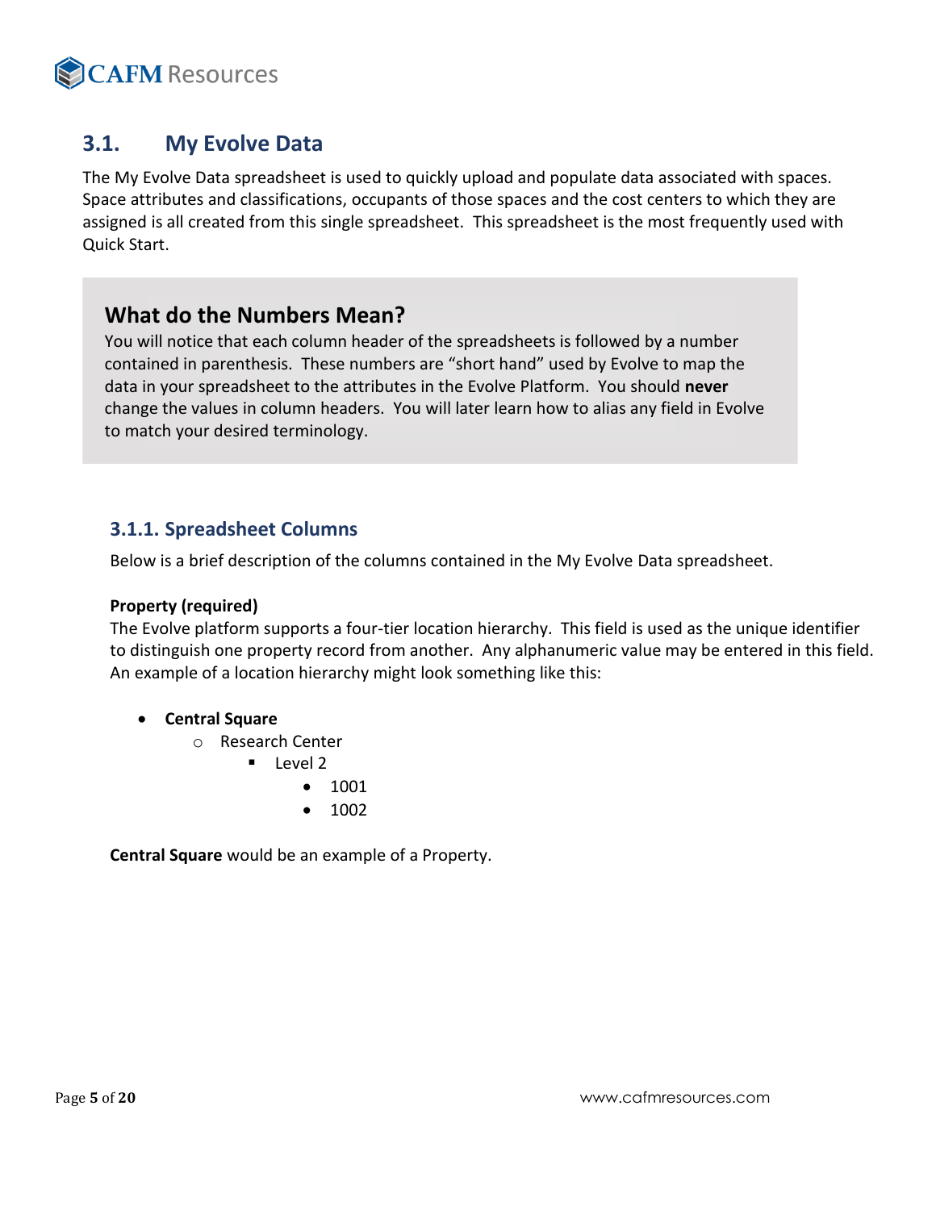## 3.1. My Evolve Data

The My Evolve Data spreadsheet is used to quickly upload and populate data associated with spaces. Space attributes and classifications, occupants of those spaces and the cost centers to which they are assigned is all created from this single spreadsheet. This spreadsheet is the most frequently used with Quick Start.

> **What do the Numbers Mean?**
>
> You will notice that each column header of the spreadsheets is followed by a number contained in parenthesis. These numbers are "short hand" used by Evolve to map the data in your spreadsheet to the attributes in the Evolve Platform. You should **never** change the values in column headers. You will later learn how to alias any field in Evolve to match your desired terminology.

### 3.1.1. Spreadsheet Columns

Below is a brief description of the columns contained in the My Evolve Data spreadsheet.

**Property (required)**

The Evolve platform supports a four-tier location hierarchy. This field is used as the unique identifier to distinguish one property record from another. Any alphanumeric value may be entered in this field. An example of a location hierarchy might look something like this:

- **Central Square**
  - Research Center
    - Level 2
      - 1001
      - 1002

**Central Square** would be an example of a Property.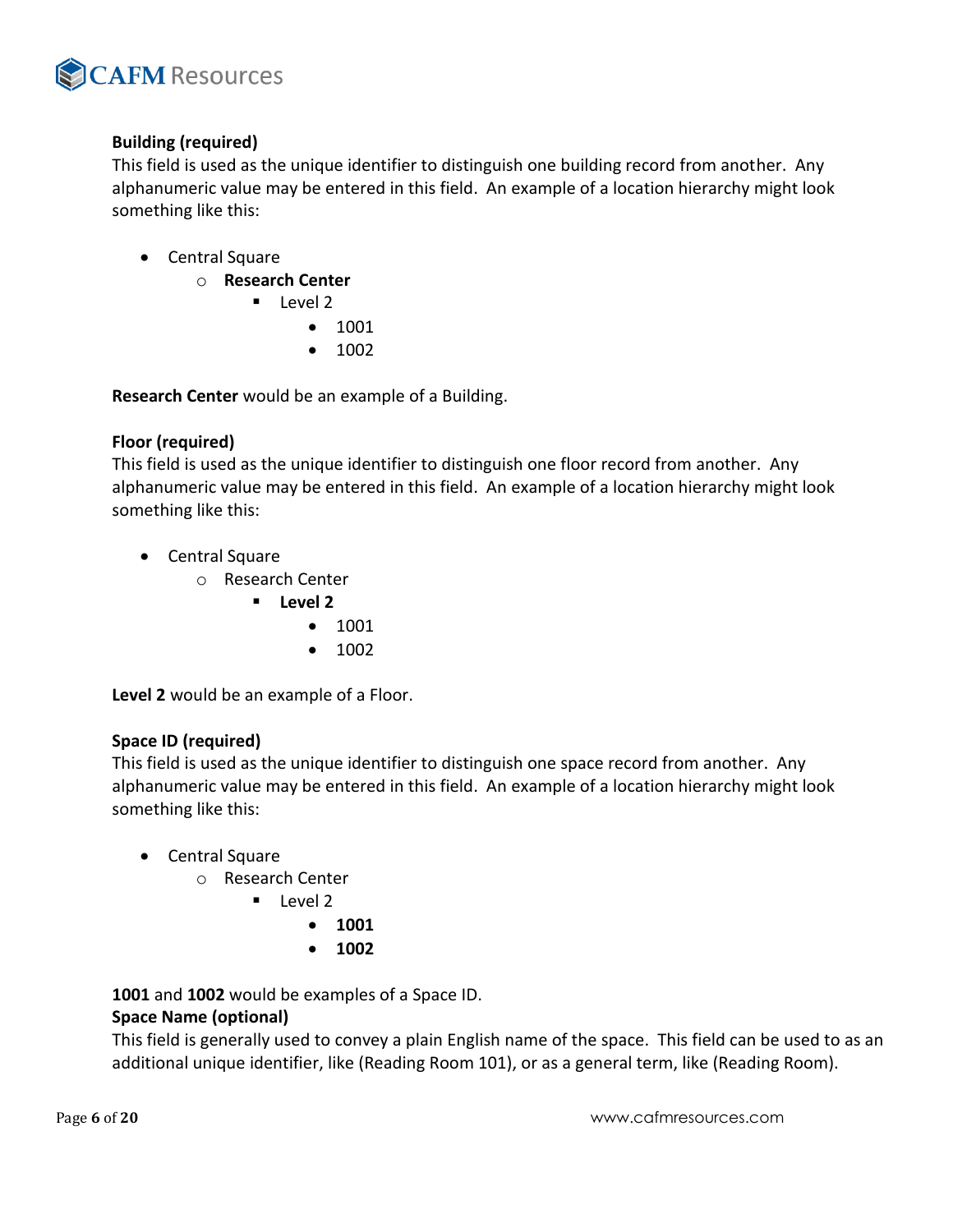**Building (required)**
This field is used as the unique identifier to distinguish one building record from another. Any alphanumeric value may be entered in this field. An example of a location hierarchy might look something like this:

- Central Square
    - **Research Center**
        - Level 2
            - 1001
            - 1002

**Research Center** would be an example of a Building.

**Floor (required)**
This field is used as the unique identifier to distinguish one floor record from another. Any alphanumeric value may be entered in this field. An example of a location hierarchy might look something like this:

- Central Square
    - Research Center
        - **Level 2**
            - 1001
            - 1002

**Level 2** would be an example of a Floor.

**Space ID (required)**
This field is used as the unique identifier to distinguish one space record from another. Any alphanumeric value may be entered in this field. An example of a location hierarchy might look something like this:

- Central Square
    - Research Center
        - Level 2
            - **1001**
            - **1002**

**1001** and **1002** would be examples of a Space ID.

**Space Name (optional)**
This field is generally used to convey a plain English name of the space. This field can be used to as an additional unique identifier, like (Reading Room 101), or as a general term, like (Reading Room).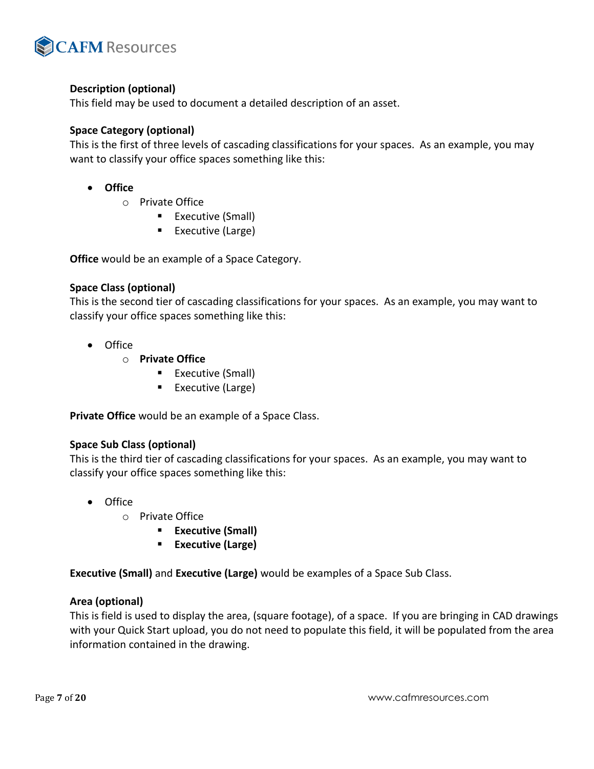**Description (optional)**
This field may be used to document a detailed description of an asset.

**Space Category (optional)**
This is the first of three levels of cascading classifications for your spaces. As an example, you may want to classify your office spaces something like this:

- **Office**
  - Private Office
    - Executive (Small)
    - Executive (Large)

**Office** would be an example of a Space Category.

**Space Class (optional)**
This is the second tier of cascading classifications for your spaces. As an example, you may want to classify your office spaces something like this:

- Office
  - **Private Office**
    - Executive (Small)
    - Executive (Large)

**Private Office** would be an example of a Space Class.

**Space Sub Class (optional)**
This is the third tier of cascading classifications for your spaces. As an example, you may want to classify your office spaces something like this:

- Office
  - Private Office
    - **Executive (Small)**
    - **Executive (Large)**

**Executive (Small)** and **Executive (Large)** would be examples of a Space Sub Class.

**Area (optional)**
This is field is used to display the area, (square footage), of a space. If you are bringing in CAD drawings with your Quick Start upload, you do not need to populate this field, it will be populated from the area information contained in the drawing.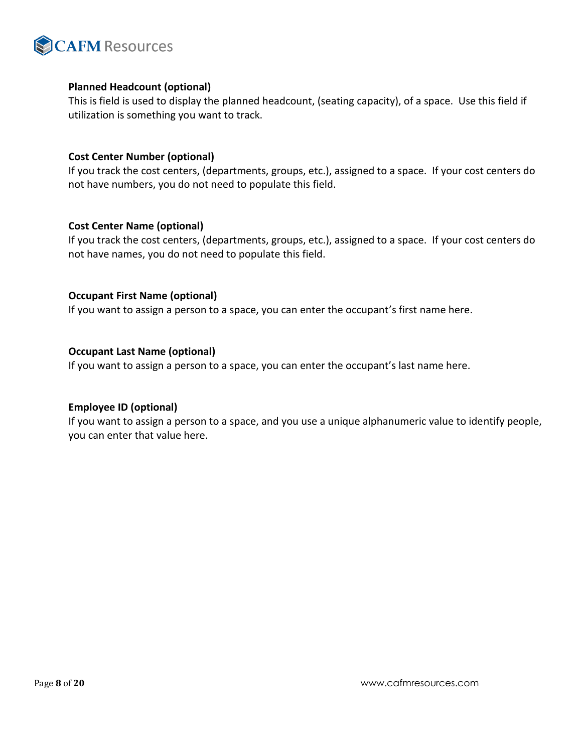**Planned Headcount (optional)**
This is field is used to display the planned headcount, (seating capacity), of a space. Use this field if utilization is something you want to track.

**Cost Center Number (optional)**
If you track the cost centers, (departments, groups, etc.), assigned to a space. If your cost centers do not have numbers, you do not need to populate this field.

**Cost Center Name (optional)**
If you track the cost centers, (departments, groups, etc.), assigned to a space. If your cost centers do not have names, you do not need to populate this field.

**Occupant First Name (optional)**
If you want to assign a person to a space, you can enter the occupant's first name here.

**Occupant Last Name (optional)**
If you want to assign a person to a space, you can enter the occupant's last name here.

**Employee ID (optional)**
If you want to assign a person to a space, and you use a unique alphanumeric value to identify people, you can enter that value here.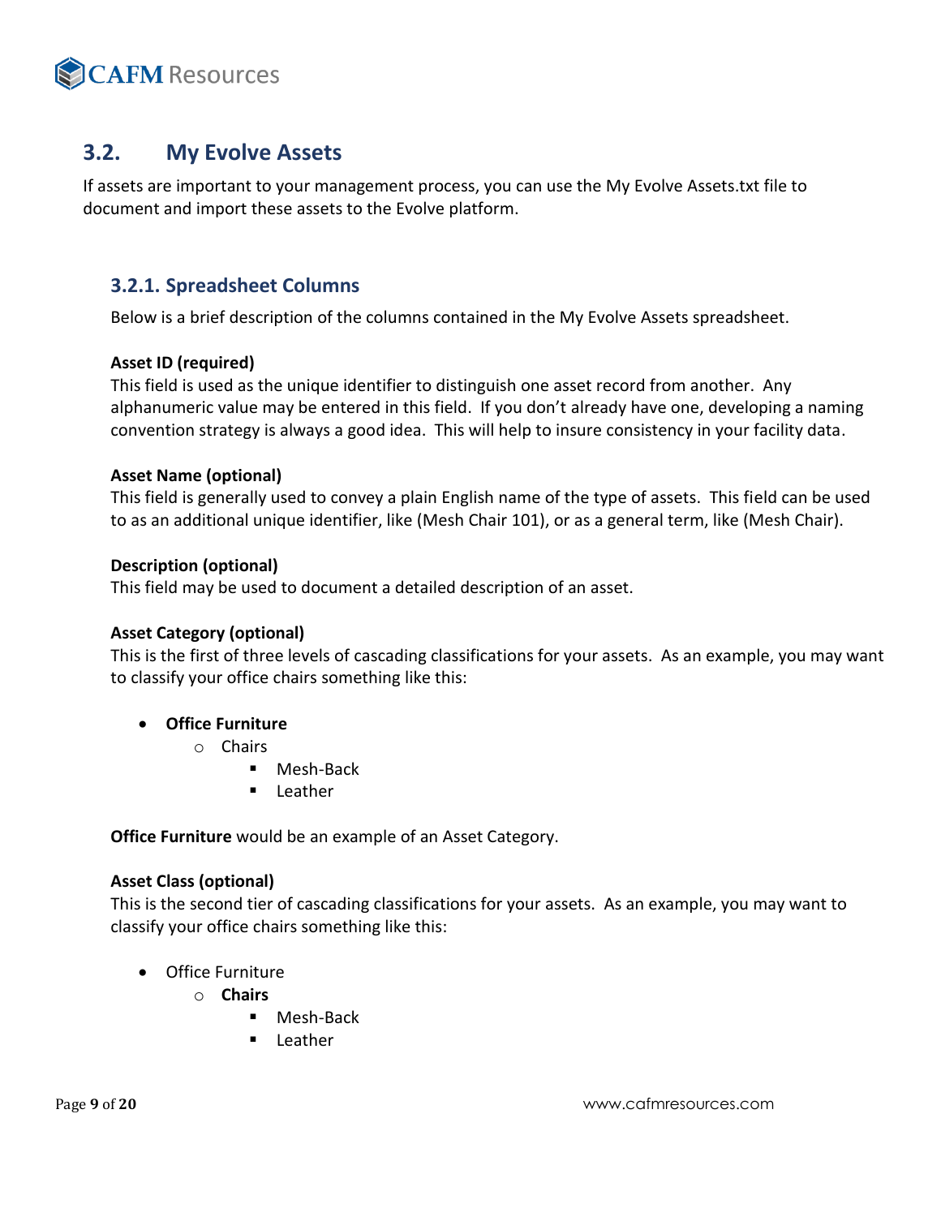## 3.2. My Evolve Assets

If assets are important to your management process, you can use the My Evolve Assets.txt file to document and import these assets to the Evolve platform.

### 3.2.1. Spreadsheet Columns

Below is a brief description of the columns contained in the My Evolve Assets spreadsheet.

**Asset ID (required)**
This field is used as the unique identifier to distinguish one asset record from another. Any alphanumeric value may be entered in this field. If you don't already have one, developing a naming convention strategy is always a good idea. This will help to insure consistency in your facility data.

**Asset Name (optional)**
This field is generally used to convey a plain English name of the type of assets. This field can be used to as an additional unique identifier, like (Mesh Chair 101), or as a general term, like (Mesh Chair).

**Description (optional)**
This field may be used to document a detailed description of an asset.

**Asset Category (optional)**
This is the first of three levels of cascading classifications for your assets. As an example, you may want to classify your office chairs something like this:

- **Office Furniture**
  - Chairs
    - Mesh-Back
    - Leather

**Office Furniture** would be an example of an Asset Category.

**Asset Class (optional)**
This is the second tier of cascading classifications for your assets. As an example, you may want to classify your office chairs something like this:

- Office Furniture
  - **Chairs**
    - Mesh-Back
    - Leather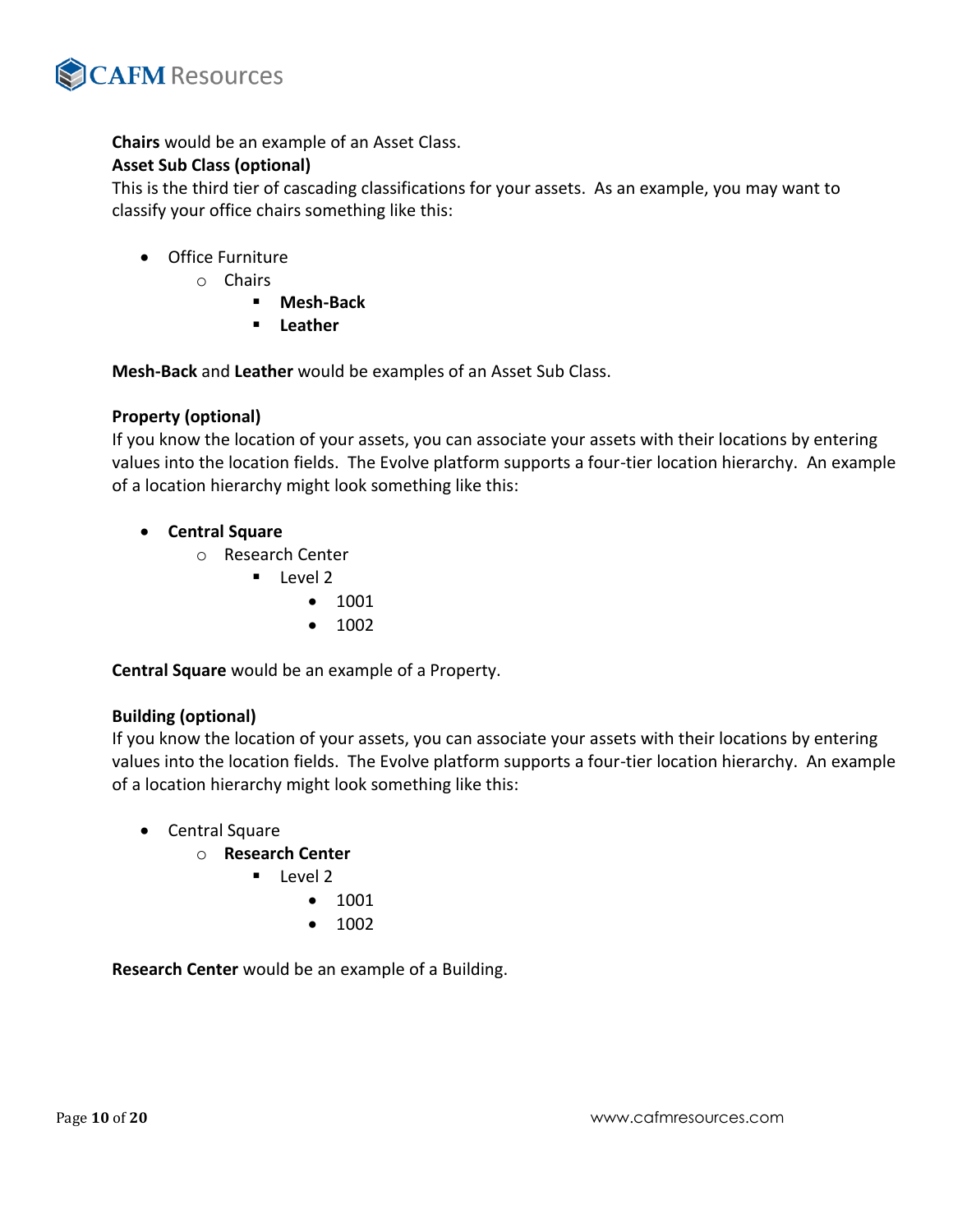**Chairs** would be an example of an Asset Class.

**Asset Sub Class (optional)**

This is the third tier of cascading classifications for your assets. As an example, you may want to classify your office chairs something like this:

- Office Furniture
    - Chairs
        - **Mesh-Back**
        - **Leather**

**Mesh-Back** and **Leather** would be examples of an Asset Sub Class.

**Property (optional)**

If you know the location of your assets, you can associate your assets with their locations by entering values into the location fields. The Evolve platform supports a four-tier location hierarchy. An example of a location hierarchy might look something like this:

- **Central Square**
    - Research Center
        - Level 2
            - 1001
            - 1002

**Central Square** would be an example of a Property.

**Building (optional)**

If you know the location of your assets, you can associate your assets with their locations by entering values into the location fields. The Evolve platform supports a four-tier location hierarchy. An example of a location hierarchy might look something like this:

- Central Square
    - **Research Center**
        - Level 2
            - 1001
            - 1002

**Research Center** would be an example of a Building.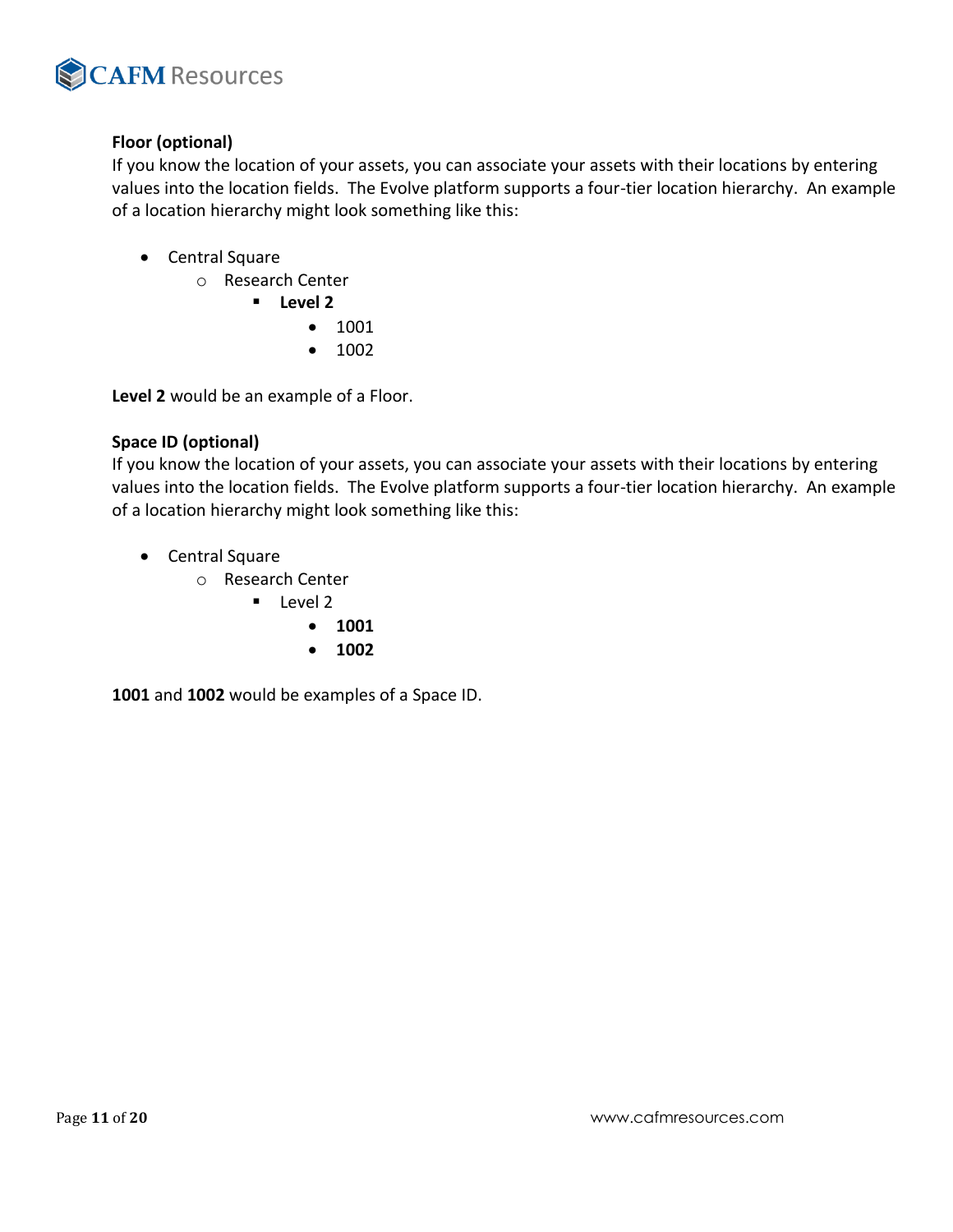**Floor (optional)**
If you know the location of your assets, you can associate your assets with their locations by entering values into the location fields. The Evolve platform supports a four-tier location hierarchy. An example of a location hierarchy might look something like this:

- Central Square
  - Research Center
    - **Level 2**
      - 1001
      - 1002

**Level 2** would be an example of a Floor.

**Space ID (optional)**
If you know the location of your assets, you can associate your assets with their locations by entering values into the location fields. The Evolve platform supports a four-tier location hierarchy. An example of a location hierarchy might look something like this:

- Central Square
  - Research Center
    - Level 2
      - **1001**
      - **1002**

**1001** and **1002** would be examples of a Space ID.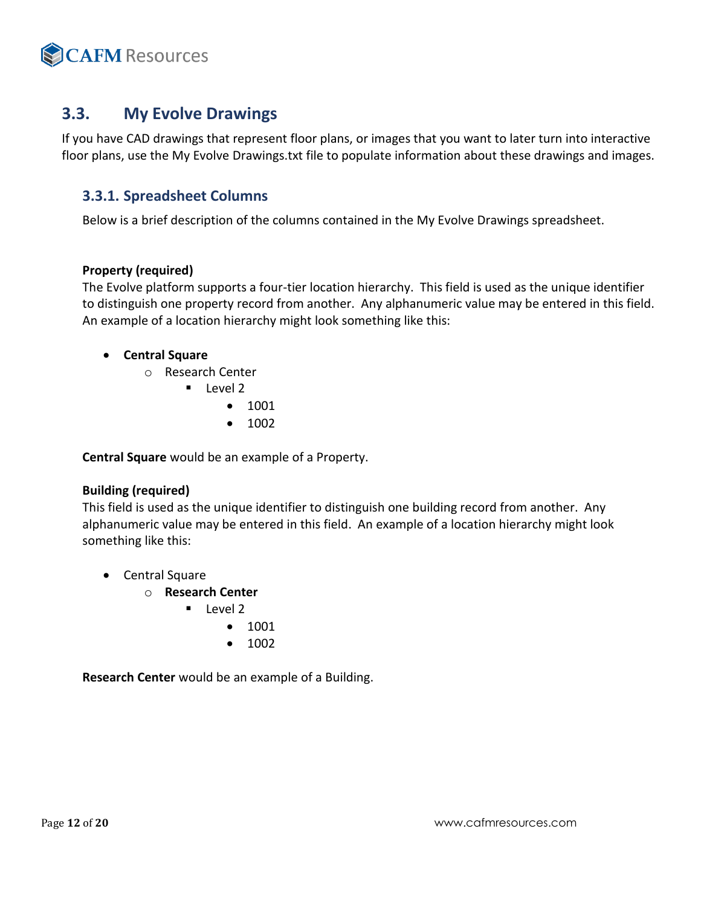## 3.3. My Evolve Drawings

If you have CAD drawings that represent floor plans, or images that you want to later turn into interactive floor plans, use the My Evolve Drawings.txt file to populate information about these drawings and images.

### 3.3.1. Spreadsheet Columns

Below is a brief description of the columns contained in the My Evolve Drawings spreadsheet.

**Property (required)**
The Evolve platform supports a four-tier location hierarchy. This field is used as the unique identifier to distinguish one property record from another. Any alphanumeric value may be entered in this field. An example of a location hierarchy might look something like this:

- **Central Square**
  - Research Center
    - Level 2
      - 1001
      - 1002

**Central Square** would be an example of a Property.

**Building (required)**
This field is used as the unique identifier to distinguish one building record from another. Any alphanumeric value may be entered in this field. An example of a location hierarchy might look something like this:

- Central Square
  - **Research Center**
    - Level 2
      - 1001
      - 1002

**Research Center** would be an example of a Building.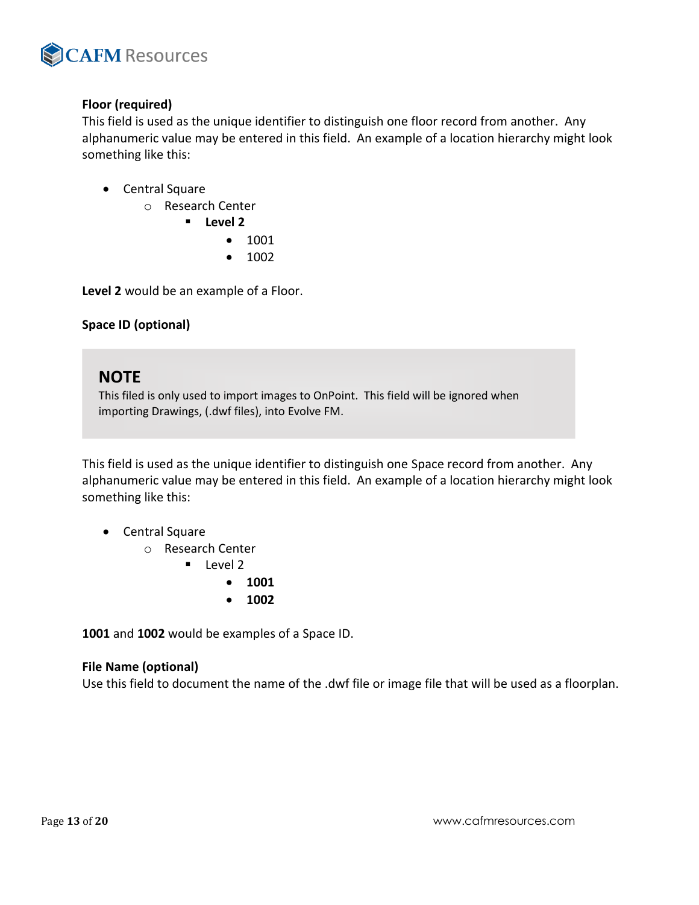**Floor (required)**

This field is used as the unique identifier to distinguish one floor record from another. Any alphanumeric value may be entered in this field. An example of a location hierarchy might look something like this:

- Central Square
  - Research Center
    - **Level 2**
      - 1001
      - 1002

**Level 2** would be an example of a Floor.

**Space ID (optional)**

> **NOTE**
>
> This filed is only used to import images to OnPoint. This field will be ignored when importing Drawings, (.dwf files), into Evolve FM.

This field is used as the unique identifier to distinguish one Space record from another. Any alphanumeric value may be entered in this field. An example of a location hierarchy might look something like this:

- Central Square
  - Research Center
    - Level 2
      - **1001**
      - **1002**

**1001** and **1002** would be examples of a Space ID.

**File Name (optional)**

Use this field to document the name of the .dwf file or image file that will be used as a floorplan.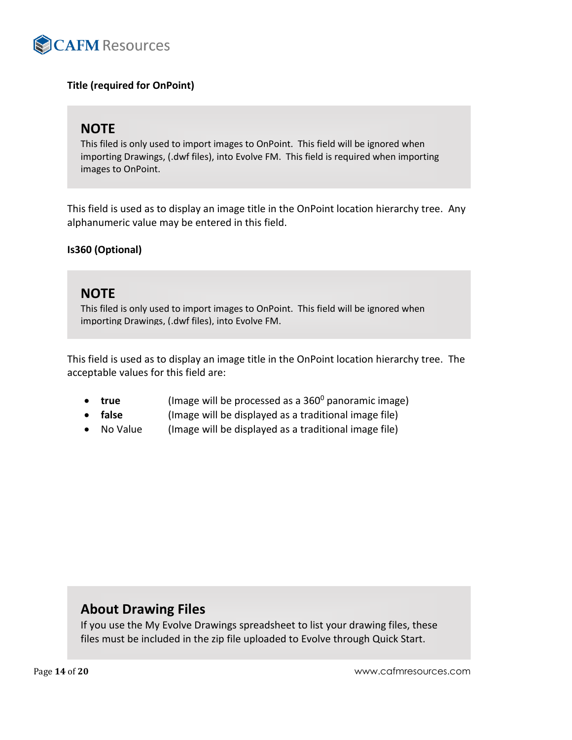**Title (required for OnPoint)**

> **NOTE**
> This filed is only used to import images to OnPoint. This field will be ignored when importing Drawings, (.dwf files), into Evolve FM. This field is required when importing images to OnPoint.

This field is used as to display an image title in the OnPoint location hierarchy tree. Any alphanumeric value may be entered in this field.

**Is360 (Optional)**

> **NOTE**
> This filed is only used to import images to OnPoint. This field will be ignored when importing Drawings, (.dwf files), into Evolve FM.

This field is used as to display an image title in the OnPoint location hierarchy tree. The acceptable values for this field are:

- **true** (Image will be processed as a $360^0$ panoramic image)
- **false** (Image will be displayed as a traditional image file)
- No Value (Image will be displayed as a traditional image file)

> **About Drawing Files**
> If you use the My Evolve Drawings spreadsheet to list your drawing files, these files must be included in the zip file uploaded to Evolve through Quick Start.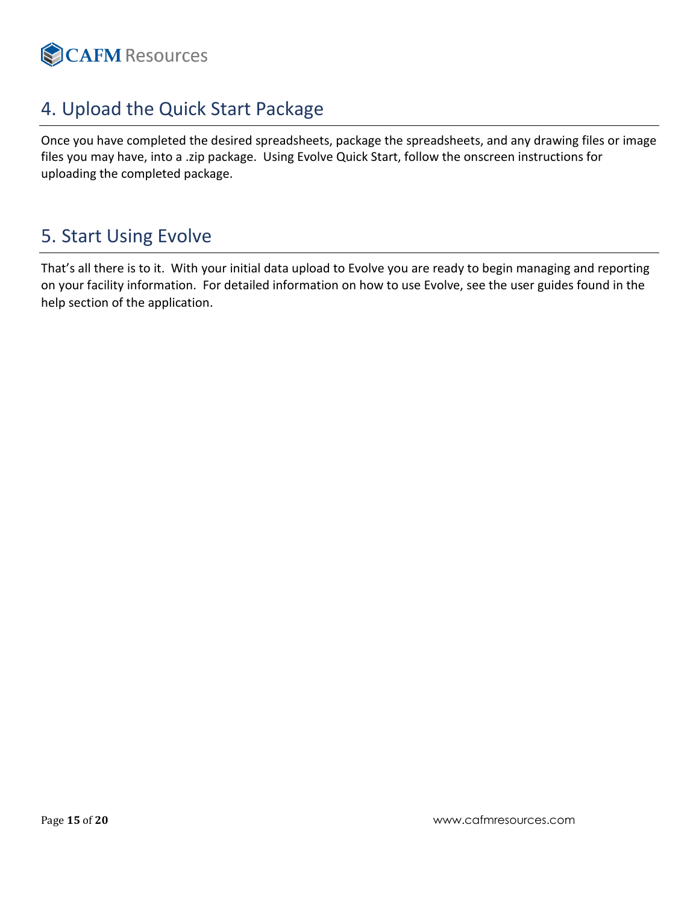## 4. Upload the Quick Start Package

Once you have completed the desired spreadsheets, package the spreadsheets, and any drawing files or image files you may have, into a .zip package. Using Evolve Quick Start, follow the onscreen instructions for uploading the completed package.

## 5. Start Using Evolve

That's all there is to it. With your initial data upload to Evolve you are ready to begin managing and reporting on your facility information. For detailed information on how to use Evolve, see the user guides found in the help section of the application.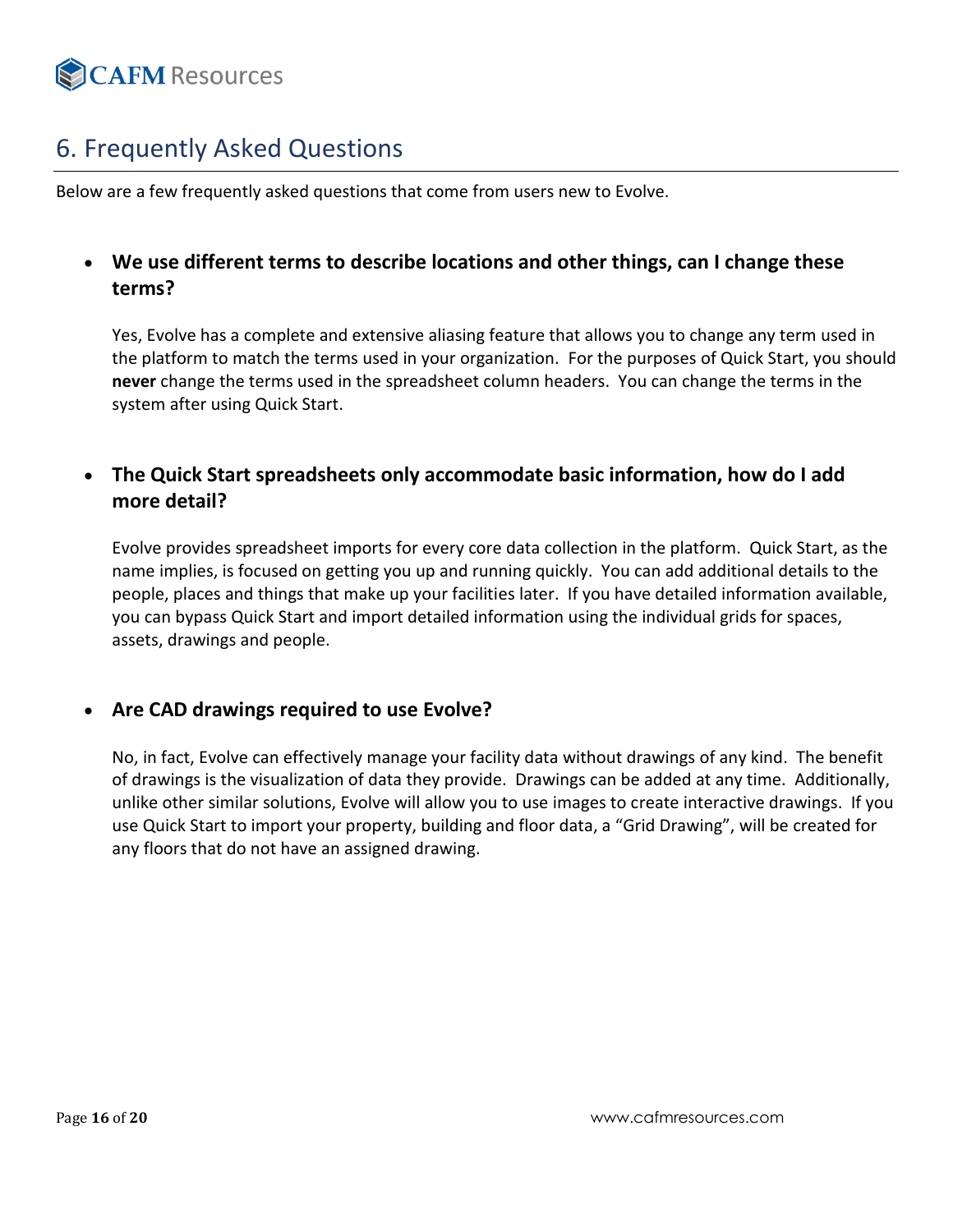# 6. Frequently Asked Questions

Below are a few frequently asked questions that come from users new to Evolve.

- **We use different terms to describe locations and other things, can I change these terms?**

  Yes, Evolve has a complete and extensive aliasing feature that allows you to change any term used in the platform to match the terms used in your organization. For the purposes of Quick Start, you should **never** change the terms used in the spreadsheet column headers. You can change the terms in the system after using Quick Start.

- **The Quick Start spreadsheets only accommodate basic information, how do I add more detail?**

  Evolve provides spreadsheet imports for every core data collection in the platform. Quick Start, as the name implies, is focused on getting you up and running quickly. You can add additional details to the people, places and things that make up your facilities later. If you have detailed information available, you can bypass Quick Start and import detailed information using the individual grids for spaces, assets, drawings and people.

- **Are CAD drawings required to use Evolve?**

  No, in fact, Evolve can effectively manage your facility data without drawings of any kind. The benefit of drawings is the visualization of data they provide. Drawings can be added at any time. Additionally, unlike other similar solutions, Evolve will allow you to use images to create interactive drawings. If you use Quick Start to import your property, building and floor data, a "Grid Drawing", will be created for any floors that do not have an assigned drawing.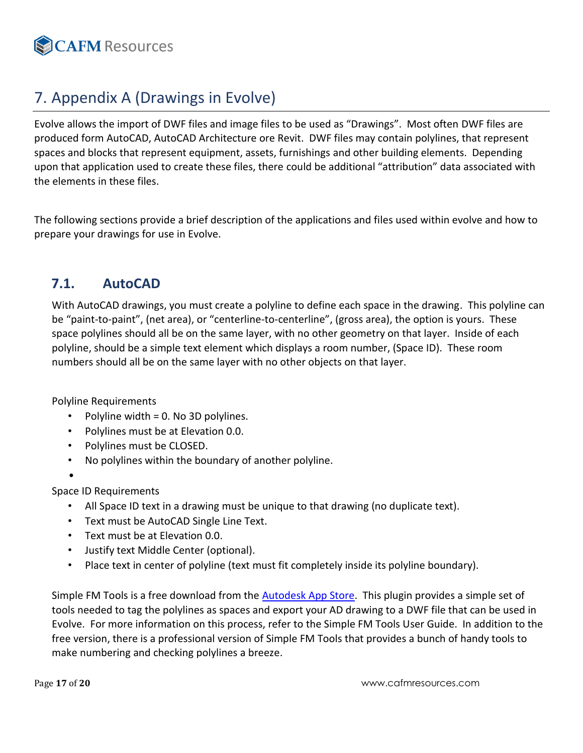# 7. Appendix A (Drawings in Evolve)

Evolve allows the import of DWF files and image files to be used as "Drawings". Most often DWF files are produced form AutoCAD, AutoCAD Architecture ore Revit. DWF files may contain polylines, that represent spaces and blocks that represent equipment, assets, furnishings and other building elements. Depending upon that application used to create these files, there could be additional "attribution" data associated with the elements in these files.

The following sections provide a brief description of the applications and files used within evolve and how to prepare your drawings for use in Evolve.

## 7.1. AutoCAD

With AutoCAD drawings, you must create a polyline to define each space in the drawing. This polyline can be "paint-to-paint", (net area), or "centerline-to-centerline", (gross area), the option is yours. These space polylines should all be on the same layer, with no other geometry on that layer. Inside of each polyline, should be a simple text element which displays a room number, (Space ID). These room numbers should all be on the same layer with no other objects on that layer.

Polyline Requirements

- Polyline width = 0. No 3D polylines.
- Polylines must be at Elevation 0.0.
- Polylines must be CLOSED.
- No polylines within the boundary of another polyline.
-

Space ID Requirements

- All Space ID text in a drawing must be unique to that drawing (no duplicate text).
- Text must be AutoCAD Single Line Text.
- Text must be at Elevation 0.0.
- Justify text Middle Center (optional).
- Place text in center of polyline (text must fit completely inside its polyline boundary).

Simple FM Tools is a free download from the Autodesk App Store. This plugin provides a simple set of tools needed to tag the polylines as spaces and export your AD drawing to a DWF file that can be used in Evolve. For more information on this process, refer to the Simple FM Tools User Guide. In addition to the free version, there is a professional version of Simple FM Tools that provides a bunch of handy tools to make numbering and checking polylines a breeze.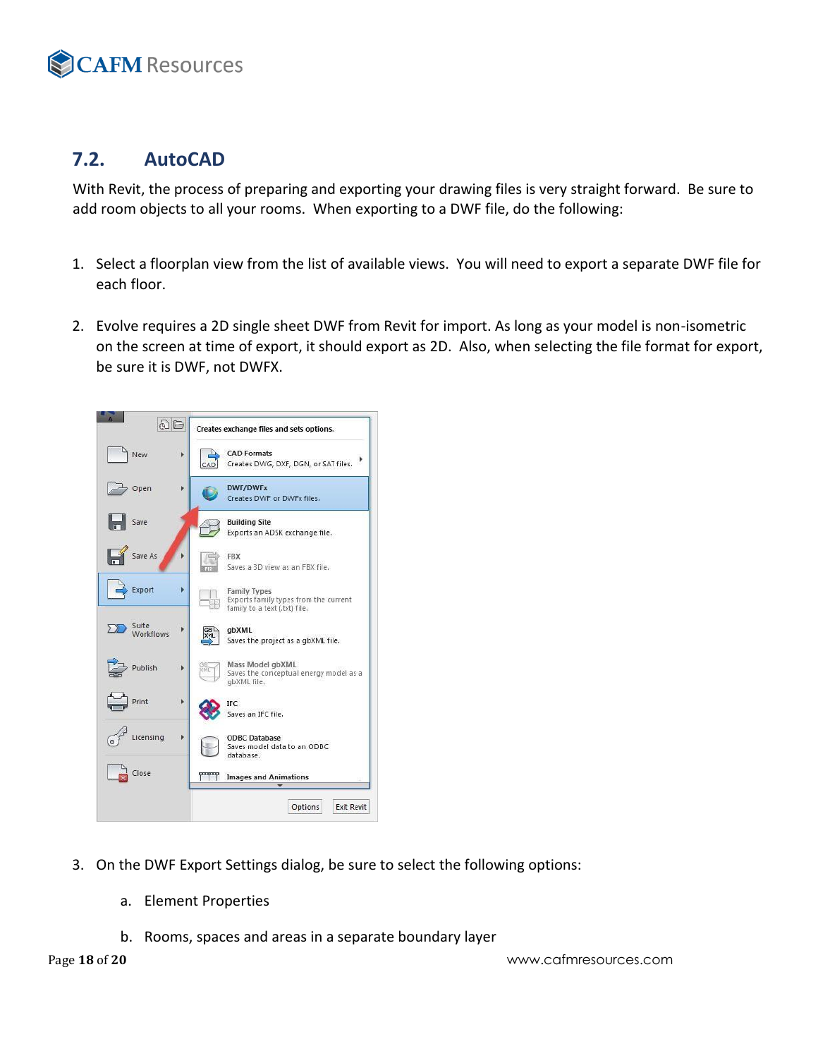## 7.2. AutoCAD

With Revit, the process of preparing and exporting your drawing files is very straight forward. Be sure to add room objects to all your rooms. When exporting to a DWF file, do the following:

1. Select a floorplan view from the list of available views. You will need to export a separate DWF file for each floor.

2. Evolve requires a 2D single sheet DWF from Revit for import. As long as your model is non-isometric on the screen at time of export, it should export as 2D. Also, when selecting the file format for export, be sure it is DWF, not DWFX.

3. On the DWF Export Settings dialog, be sure to select the following options:

    a. Element Properties

    b. Rooms, spaces and areas in a separate boundary layer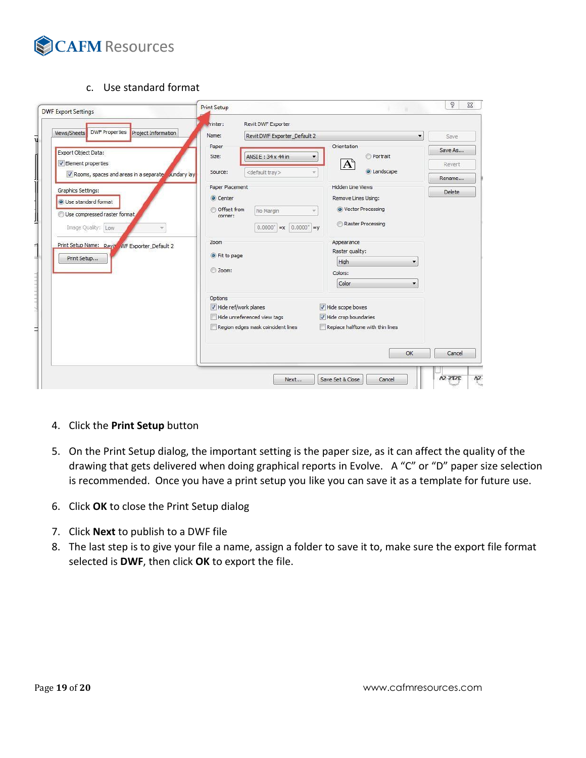c. Use standard format

4. Click the **Print Setup** button

5. On the Print Setup dialog, the important setting is the paper size, as it can affect the quality of the drawing that gets delivered when doing graphical reports in Evolve. A "C" or "D" paper size selection is recommended. Once you have a print setup you like you can save it as a template for future use.

6. Click **OK** to close the Print Setup dialog

7. Click **Next** to publish to a DWF file

8. The last step is to give your file a name, assign a folder to save it to, make sure the export file format selected is **DWF**, then click **OK** to export the file.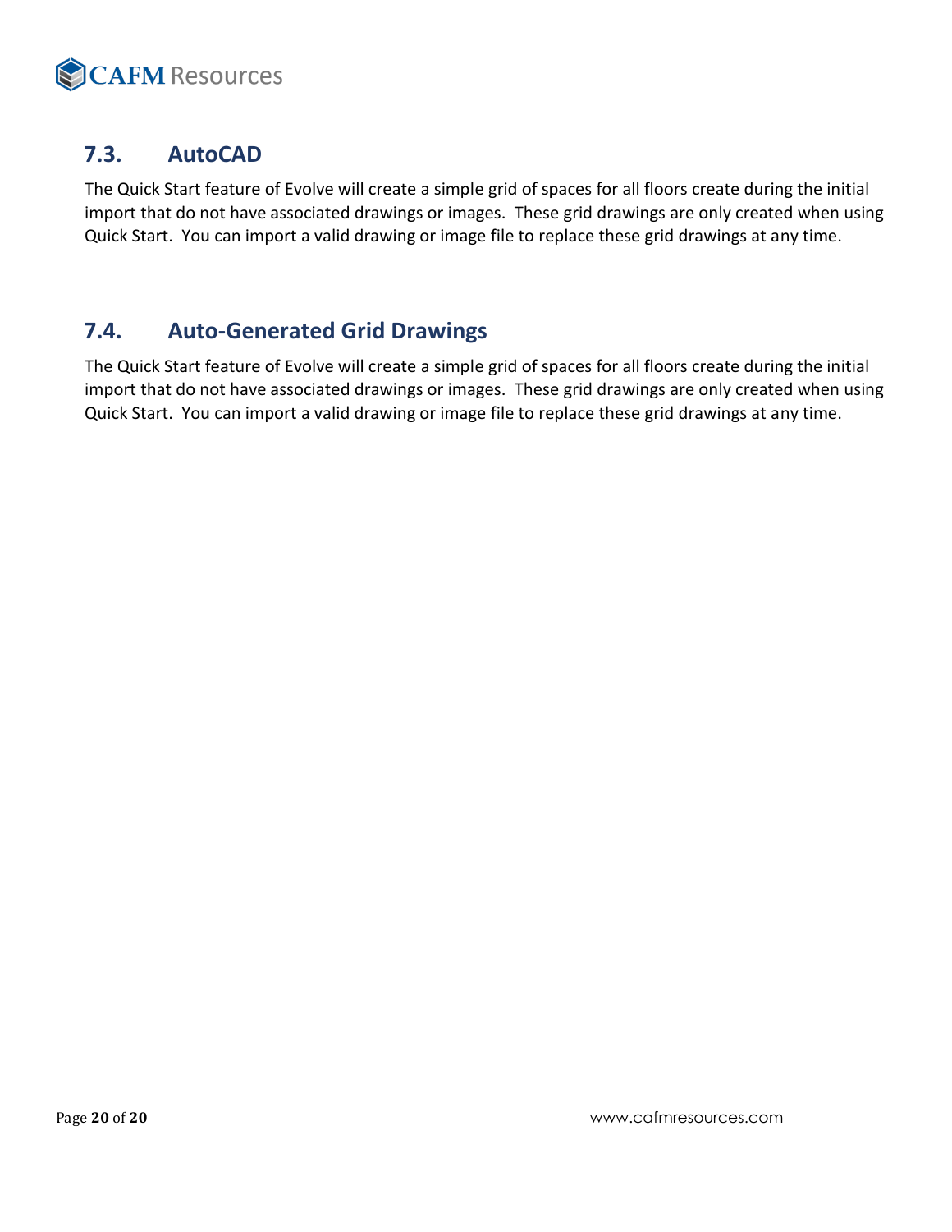## 7.3. AutoCAD

The Quick Start feature of Evolve will create a simple grid of spaces for all floors create during the initial import that do not have associated drawings or images. These grid drawings are only created when using Quick Start. You can import a valid drawing or image file to replace these grid drawings at any time.

## 7.4. Auto-Generated Grid Drawings

The Quick Start feature of Evolve will create a simple grid of spaces for all floors create during the initial import that do not have associated drawings or images. These grid drawings are only created when using Quick Start. You can import a valid drawing or image file to replace these grid drawings at any time.